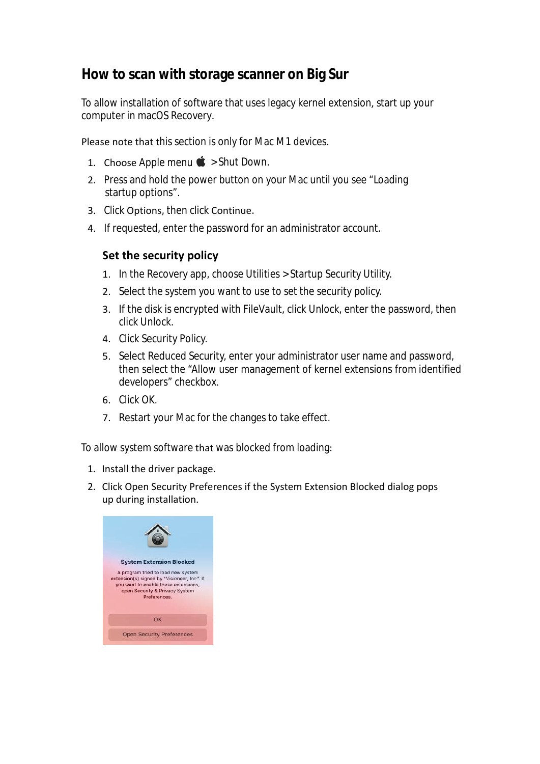# How to scan with storage scanner on Big Sur

To allow installation of software that uses legacy kernel extension, start up your computer in macOS Recovery.

Please note that this section is only for Mac M1 devices.

1. Choose Apple menu  > Shut Down.
2. Press and hold the power button on your Mac until you see "Loading startup options".
3. Click Options, then click Continue.
4. If requested, enter the password for an administrator account.

## Set the security policy

1. In the Recovery app, choose Utilities > Startup Security Utility.
2. Select the system you want to use to set the security policy.
3. If the disk is encrypted with FileVault, click Unlock, enter the password, then click Unlock.
4. Click Security Policy.
5. Select Reduced Security, enter your administrator user name and password, then select the "Allow user management of kernel extensions from identified developers" checkbox.
6. Click OK.
7. Restart your Mac for the changes to take effect.

To allow system software that was blocked from loading:

1. Install the driver package.
2. Click Open Security Preferences if the System Extension Blocked dialog pops up during installation.

**System Extension Blocked**

A program tried to load new system extension(s) signed by "Visioneer, Inc". If you want to enable these extensions, open Security & Privacy System Preferences.

OK

Open Security Preferences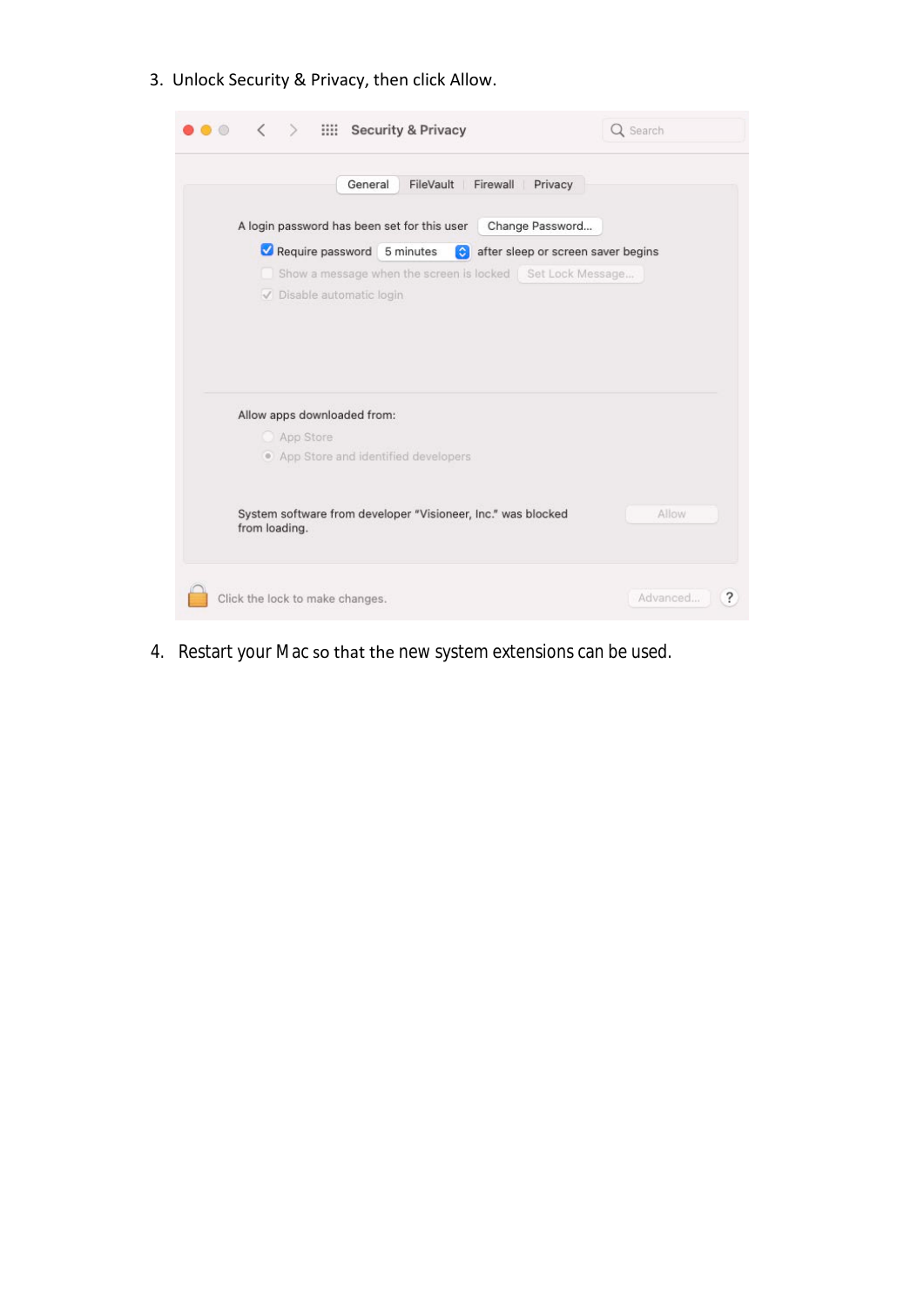3. Unlock Security & Privacy, then click Allow.

4. Restart your Mac so that the new system extensions can be used.